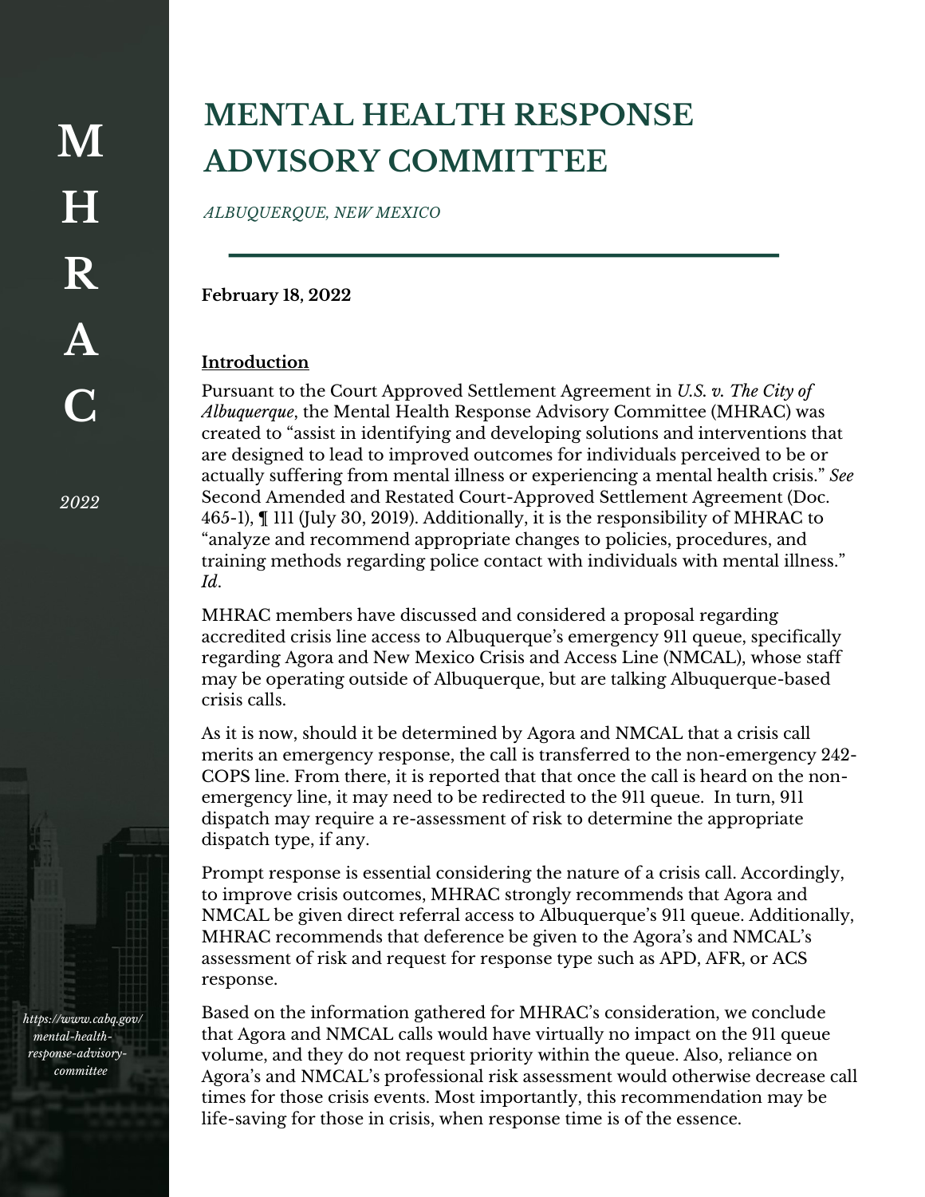# MENTAL HEALTH RESPONSE ADVISORY COMMITTEE

*ALBUQUERQUE, NEW MEXICO*

**February 18, 2022**

## Introduction

Pursuant to the Court Approved Settlement Agreement in *U.S. v. The City of Albuquerque*, the Mental Health Response Advisory Committee (MHRAC) was created to "assist in identifying and developing solutions and interventions that are designed to lead to improved outcomes for individuals perceived to be or actually suffering from mental illness or experiencing a mental health crisis." *See* Second Amended and Restated Court-Approved Settlement Agreement (Doc. 465-1), ¶ 111 (July 30, 2019). Additionally, it is the responsibility of MHRAC to "analyze and recommend appropriate changes to policies, procedures, and training methods regarding police contact with individuals with mental illness." *Id*.

MHRAC members have discussed and considered a proposal regarding accredited crisis line access to Albuquerque's emergency 911 queue, specifically regarding Agora and New Mexico Crisis and Access Line (NMCAL), whose staff may be operating outside of Albuquerque, but are talking Albuquerque-based crisis calls.

As it is now, should it be determined by Agora and NMCAL that a crisis call merits an emergency response, the call is transferred to the non-emergency 242-COPS line. From there, it is reported that that once the call is heard on the non-emergency line, it may need to be redirected to the 911 queue. In turn, 911 dispatch may require a re-assessment of risk to determine the appropriate dispatch type, if any.

Prompt response is essential considering the nature of a crisis call. Accordingly, to improve crisis outcomes, MHRAC strongly recommends that Agora and NMCAL be given direct referral access to Albuquerque's 911 queue. Additionally, MHRAC recommends that deference be given to the Agora's and NMCAL's assessment of risk and request for response type such as APD, AFR, or ACS response.

Based on the information gathered for MHRAC's consideration, we conclude that Agora and NMCAL calls would have virtually no impact on the 911 queue volume, and they do not request priority within the queue. Also, reliance on Agora's and NMCAL's professional risk assessment would otherwise decrease call times for those crisis events. Most importantly, this recommendation may be life-saving for those in crisis, when response time is of the essence.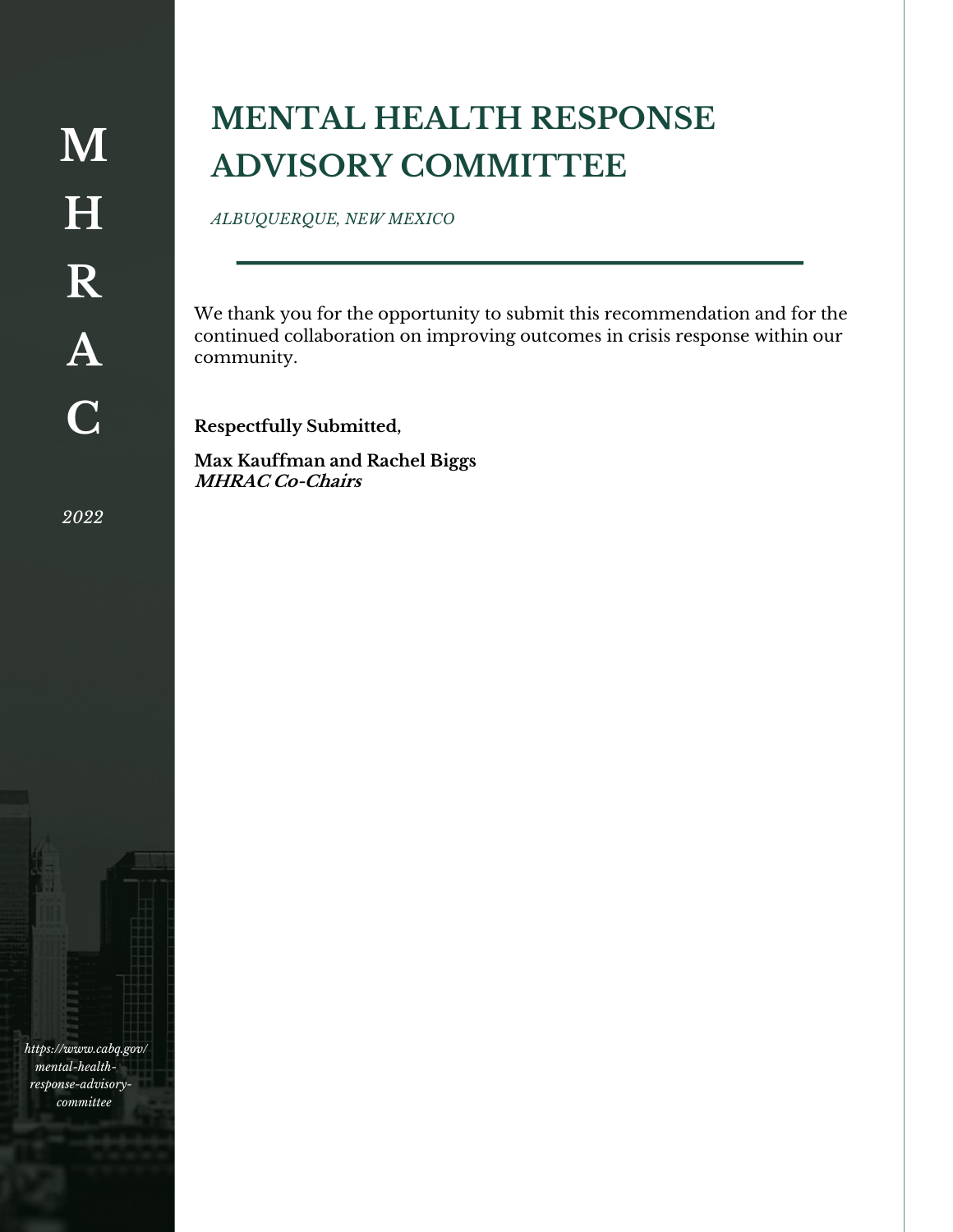# MENTAL HEALTH RESPONSE ADVISORY COMMITTEE

*ALBUQUERQUE, NEW MEXICO*

We thank you for the opportunity to submit this recommendation and for the continued collaboration on improving outcomes in crisis response within our community.

**Respectfully Submitted,**

**Max Kauffman and Rachel Biggs**
***MHRAC Co-Chairs***

M
H
R
A
C

*2022*

*https://www.cabq.gov/mental-health-response-advisory-committee*